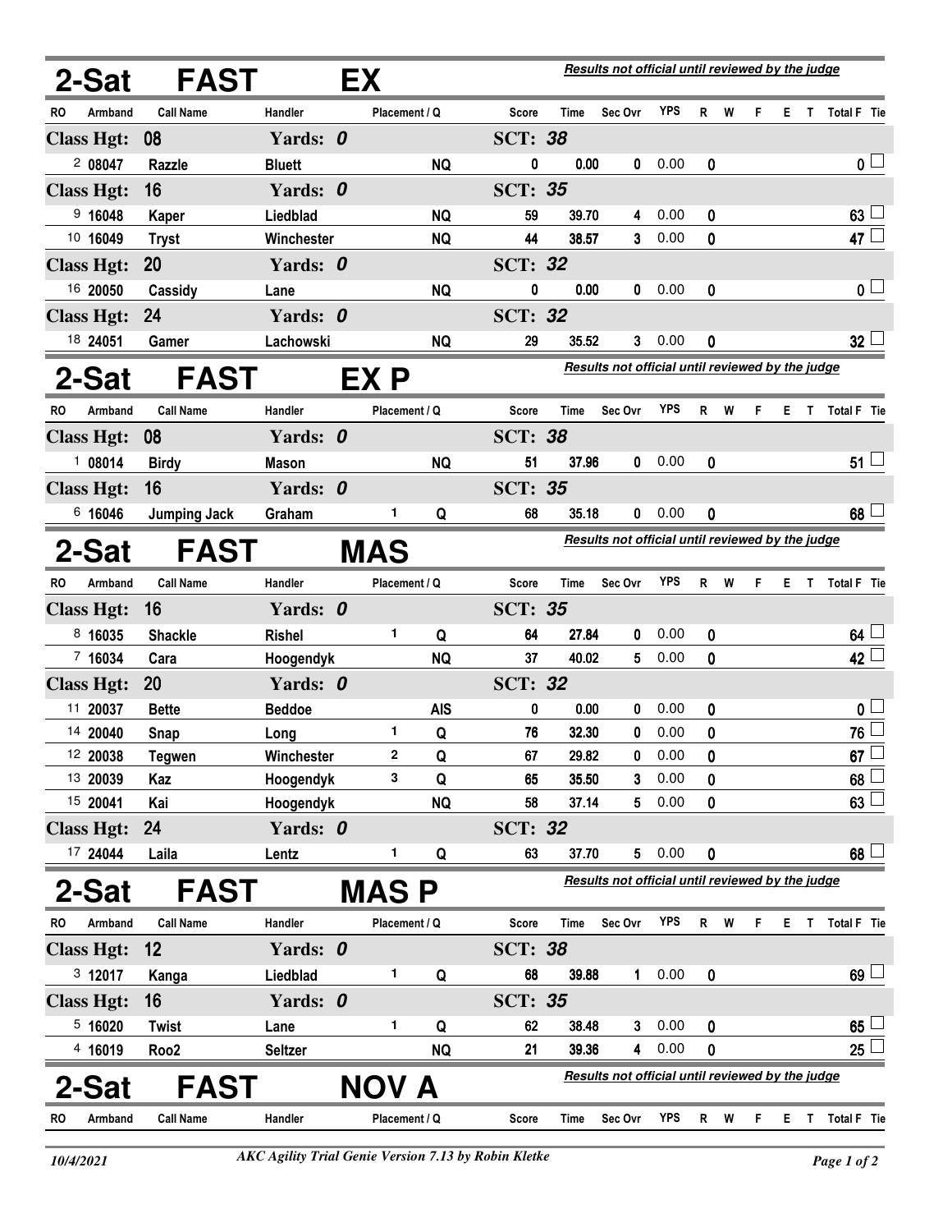## 2-Sat FAST EX

*Results not official until reviewed by the judge*

| RO | Armband | Call Name | Handler | Placement | Q | Score | Time | Sec Ovr | YPS | R | W | F | E | T | Total F | Tie |
|---|---|---|---|---|---|---|---|---|---|---|---|---|---|---|---|---|
| **Class Hgt: 08** | | | **Yards: 0** | | | **SCT: 38** | | | | | | | | | | |
| 2 | 08047 | Razzle | Bluett | | NQ | 0 | 0.00 | 0 | 0.00 | 0 | | | | | 0 | ☐ |
| **Class Hgt: 16** | | | **Yards: 0** | | | **SCT: 35** | | | | | | | | | | |
| 9 | 16048 | Kaper | Liedblad | | NQ | 59 | 39.70 | 4 | 0.00 | 0 | | | | | 63 | ☐ |
| 10 | 16049 | Tryst | Winchester | | NQ | 44 | 38.57 | 3 | 0.00 | 0 | | | | | 47 | ☐ |
| **Class Hgt: 20** | | | **Yards: 0** | | | **SCT: 32** | | | | | | | | | | |
| 16 | 20050 | Cassidy | Lane | | NQ | 0 | 0.00 | 0 | 0.00 | 0 | | | | | 0 | ☐ |
| **Class Hgt: 24** | | | **Yards: 0** | | | **SCT: 32** | | | | | | | | | | |
| 18 | 24051 | Gamer | Lachowski | | NQ | 29 | 35.52 | 3 | 0.00 | 0 | | | | | 32 | ☐ |

## 2-Sat FAST EX P

*Results not official until reviewed by the judge*

| RO | Armband | Call Name | Handler | Placement | Q | Score | Time | Sec Ovr | YPS | R | W | F | E | T | Total F | Tie |
|---|---|---|---|---|---|---|---|---|---|---|---|---|---|---|---|---|
| **Class Hgt: 08** | | | **Yards: 0** | | | **SCT: 38** | | | | | | | | | | |
| 1 | 08014 | Birdy | Mason | | NQ | 51 | 37.96 | 0 | 0.00 | 0 | | | | | 51 | ☐ |
| **Class Hgt: 16** | | | **Yards: 0** | | | **SCT: 35** | | | | | | | | | | |
| 6 | 16046 | Jumping Jack | Graham | 1 | Q | 68 | 35.18 | 0 | 0.00 | 0 | | | | | 68 | ☐ |

## 2-Sat FAST MAS

*Results not official until reviewed by the judge*

| RO | Armband | Call Name | Handler | Placement | Q | Score | Time | Sec Ovr | YPS | R | W | F | E | T | Total F | Tie |
|---|---|---|---|---|---|---|---|---|---|---|---|---|---|---|---|---|
| **Class Hgt: 16** | | | **Yards: 0** | | | **SCT: 35** | | | | | | | | | | |
| 8 | 16035 | Shackle | Rishel | 1 | Q | 64 | 27.84 | 0 | 0.00 | 0 | | | | | 64 | ☐ |
| 7 | 16034 | Cara | Hoogendyk | | NQ | 37 | 40.02 | 5 | 0.00 | 0 | | | | | 42 | ☐ |
| **Class Hgt: 20** | | | **Yards: 0** | | | **SCT: 32** | | | | | | | | | | |
| 11 | 20037 | Bette | Beddoe | | AIS | 0 | 0.00 | 0 | 0.00 | 0 | | | | | 0 | ☐ |
| 14 | 20040 | Snap | Long | 1 | Q | 76 | 32.30 | 0 | 0.00 | 0 | | | | | 76 | ☐ |
| 12 | 20038 | Tegwen | Winchester | 2 | Q | 67 | 29.82 | 0 | 0.00 | 0 | | | | | 67 | ☐ |
| 13 | 20039 | Kaz | Hoogendyk | 3 | Q | 65 | 35.50 | 3 | 0.00 | 0 | | | | | 68 | ☐ |
| 15 | 20041 | Kai | Hoogendyk | | NQ | 58 | 37.14 | 5 | 0.00 | 0 | | | | | 63 | ☐ |
| **Class Hgt: 24** | | | **Yards: 0** | | | **SCT: 32** | | | | | | | | | | |
| 17 | 24044 | Laila | Lentz | 1 | Q | 63 | 37.70 | 5 | 0.00 | 0 | | | | | 68 | ☐ |

## 2-Sat FAST MAS P

*Results not official until reviewed by the judge*

| RO | Armband | Call Name | Handler | Placement | Q | Score | Time | Sec Ovr | YPS | R | W | F | E | T | Total F | Tie |
|---|---|---|---|---|---|---|---|---|---|---|---|---|---|---|---|---|
| **Class Hgt: 12** | | | **Yards: 0** | | | **SCT: 38** | | | | | | | | | | |
| 3 | 12017 | Kanga | Liedblad | 1 | Q | 68 | 39.88 | 1 | 0.00 | 0 | | | | | 69 | ☐ |
| **Class Hgt: 16** | | | **Yards: 0** | | | **SCT: 35** | | | | | | | | | | |
| 5 | 16020 | Twist | Lane | 1 | Q | 62 | 38.48 | 3 | 0.00 | 0 | | | | | 65 | ☐ |
| 4 | 16019 | Roo2 | Seltzer | | NQ | 21 | 39.36 | 4 | 0.00 | 0 | | | | | 25 | ☐ |

## 2-Sat FAST NOV A

*Results not official until reviewed by the judge*

| RO | Armband | Call Name | Handler | Placement | Q | Score | Time | Sec Ovr | YPS | R | W | F | E | T | Total F | Tie |
|---|---|---|---|---|---|---|---|---|---|---|---|---|---|---|---|---|

*10/4/2021* — *AKC Agility Trial Genie Version 7.13 by Robin Kletke*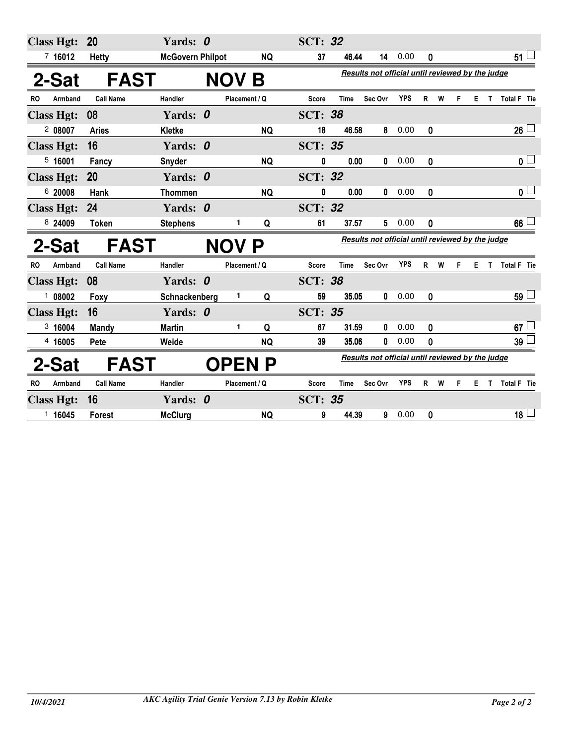| RO | Armband | Call Name | Handler | Placement / Q | | Score | Time | Sec Ovr | YPS | R | W | F | E | T | Total F | Tie |
|---|---|---|---|---|---|---|---|---|---|---|---|---|---|---|---|---|
| **Class Hgt: 20** | | | **Yards: 0** | | | **SCT: 32** | | | | | | | | | | |
| 7 | 16012 | Hetty | McGovern Philpot | | NQ | 37 | 46.44 | 14 | 0.00 | 0 | | | | | 51 | ☐ |

## 2-Sat FAST NOV B

*Results not official until reviewed by the judge*

| RO | Armband | Call Name | Handler | Placement / Q | | Score | Time | Sec Ovr | YPS | R | W | F | E | T | Total F | Tie |
|---|---|---|---|---|---|---|---|---|---|---|---|---|---|---|---|---|
| **Class Hgt: 08** | | | **Yards: 0** | | | **SCT: 38** | | | | | | | | | | |
| 2 | 08007 | Aries | Kletke | | NQ | 18 | 46.58 | 8 | 0.00 | 0 | | | | | 26 | ☐ |
| **Class Hgt: 16** | | | **Yards: 0** | | | **SCT: 35** | | | | | | | | | | |
| 5 | 16001 | Fancy | Snyder | | NQ | 0 | 0.00 | 0 | 0.00 | 0 | | | | | 0 | ☐ |
| **Class Hgt: 20** | | | **Yards: 0** | | | **SCT: 32** | | | | | | | | | | |
| 6 | 20008 | Hank | Thommen | | NQ | 0 | 0.00 | 0 | 0.00 | 0 | | | | | 0 | ☐ |
| **Class Hgt: 24** | | | **Yards: 0** | | | **SCT: 32** | | | | | | | | | | |
| 8 | 24009 | Token | Stephens | 1 | Q | 61 | 37.57 | 5 | 0.00 | 0 | | | | | 66 | ☐ |

## 2-Sat FAST NOV P

*Results not official until reviewed by the judge*

| RO | Armband | Call Name | Handler | Placement / Q | | Score | Time | Sec Ovr | YPS | R | W | F | E | T | Total F | Tie |
|---|---|---|---|---|---|---|---|---|---|---|---|---|---|---|---|---|
| **Class Hgt: 08** | | | **Yards: 0** | | | **SCT: 38** | | | | | | | | | | |
| 1 | 08002 | Foxy | Schnackenberg | 1 | Q | 59 | 35.05 | 0 | 0.00 | 0 | | | | | 59 | ☐ |
| **Class Hgt: 16** | | | **Yards: 0** | | | **SCT: 35** | | | | | | | | | | |
| 3 | 16004 | Mandy | Martin | 1 | Q | 67 | 31.59 | 0 | 0.00 | 0 | | | | | 67 | ☐ |
| 4 | 16005 | Pete | Weide | | NQ | 39 | 35.06 | 0 | 0.00 | 0 | | | | | 39 | ☐ |

## 2-Sat FAST OPEN P

*Results not official until reviewed by the judge*

| RO | Armband | Call Name | Handler | Placement / Q | | Score | Time | Sec Ovr | YPS | R | W | F | E | T | Total F | Tie |
|---|---|---|---|---|---|---|---|---|---|---|---|---|---|---|---|---|
| **Class Hgt: 16** | | | **Yards: 0** | | | **SCT: 35** | | | | | | | | | | |
| 1 | 16045 | Forest | McClurg | | NQ | 9 | 44.39 | 9 | 0.00 | 0 | | | | | 18 | ☐ |

*10/4/2021* *AKC Agility Trial Genie Version 7.13 by Robin Kletke*